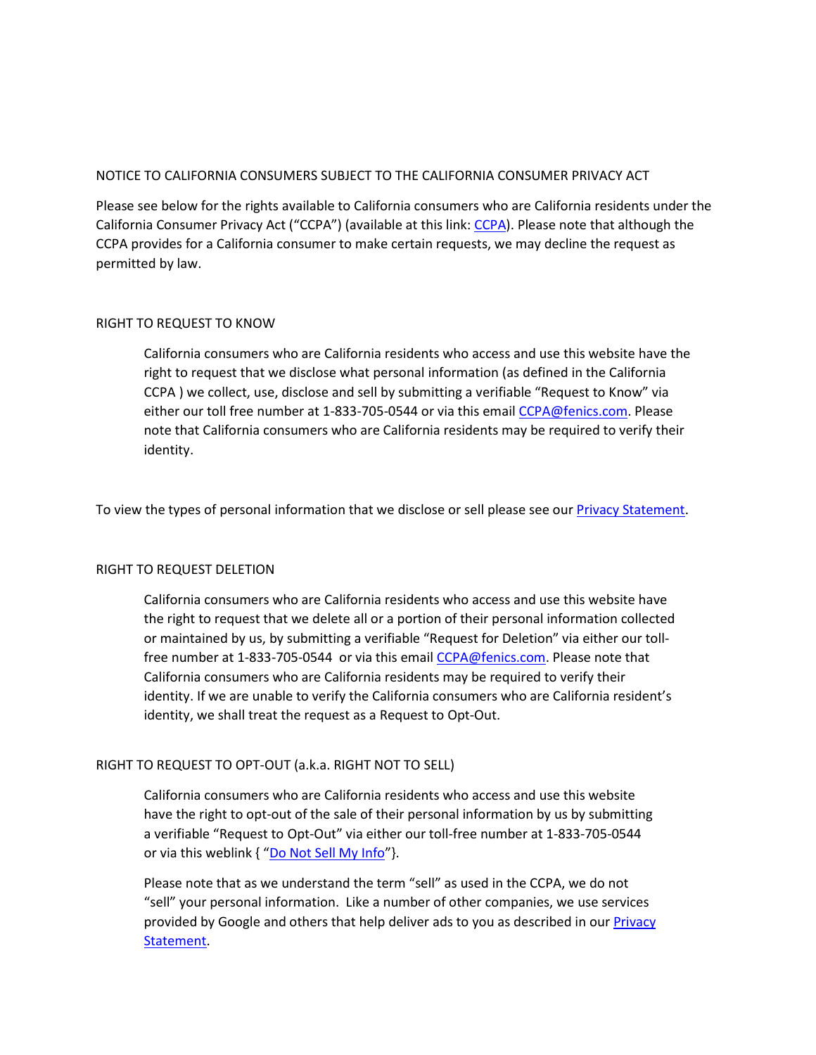## NOTICE TO CALIFORNIA CONSUMERS SUBJECT TO THE CALIFORNIA CONSUMER PRIVACY ACT

Please see below for the rights available to California consumers who are California residents under the California Consumer Privacy Act ("CCPA") (available at this link: CCPA). Please note that although the CCPA provides for a California consumer to make certain requests, we may decline the request as permitted by law.

### RIGHT TO REQUEST TO KNOW

California consumers who are California residents who access and use this website have the right to request that we disclose what personal information (as defined in the California CCPA ) we collect, use, disclose and sell by submitting a verifiable "Request to Know" via either our toll free number at 1-833-705-0544 or via this email CCPA@fenics.com. Please note that California consumers who are California residents may be required to verify their identity.

To view the types of personal information that we disclose or sell please see our Privacy Statement.

### RIGHT TO REQUEST DELETION

California consumers who are California residents who access and use this website have the right to request that we delete all or a portion of their personal information collected or maintained by us, by submitting a verifiable "Request for Deletion" via either our toll-free number at 1-833-705-0544 or via this email CCPA@fenics.com. Please note that California consumers who are California residents may be required to verify their identity. If we are unable to verify the California consumers who are California resident's identity, we shall treat the request as a Request to Opt-Out.

### RIGHT TO REQUEST TO OPT-OUT (a.k.a. RIGHT NOT TO SELL)

California consumers who are California residents who access and use this website have the right to opt-out of the sale of their personal information by us by submitting a verifiable "Request to Opt-Out" via either our toll-free number at 1-833-705-0544 or via this weblink { "Do Not Sell My Info"}.

Please note that as we understand the term "sell" as used in the CCPA, we do not "sell" your personal information. Like a number of other companies, we use services provided by Google and others that help deliver ads to you as described in our Privacy Statement.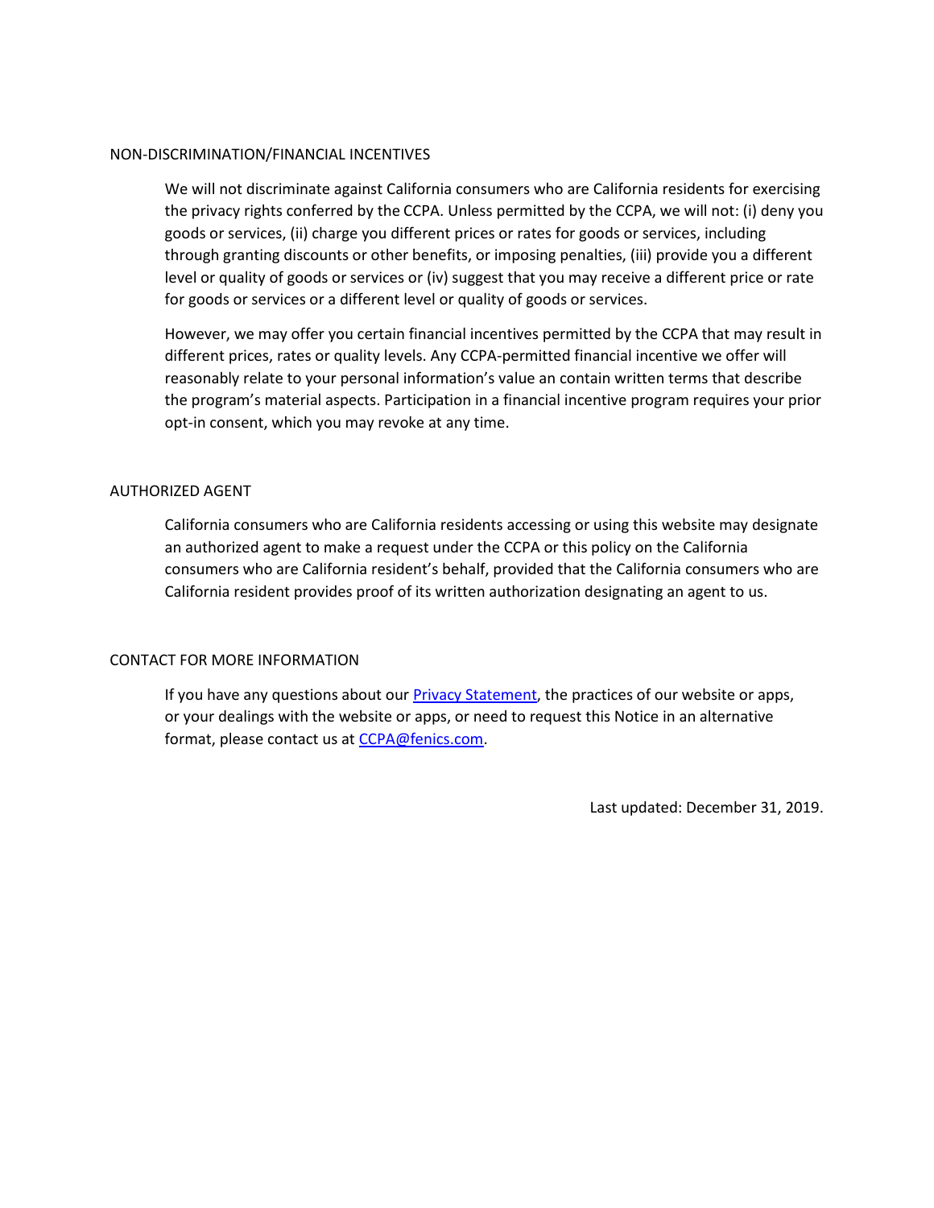## NON-DISCRIMINATION/FINANCIAL INCENTIVES

We will not discriminate against California consumers who are California residents for exercising the privacy rights conferred by the CCPA. Unless permitted by the CCPA, we will not: (i) deny you goods or services, (ii) charge you different prices or rates for goods or services, including through granting discounts or other benefits, or imposing penalties, (iii) provide you a different level or quality of goods or services or (iv) suggest that you may receive a different price or rate for goods or services or a different level or quality of goods or services.

However, we may offer you certain financial incentives permitted by the CCPA that may result in different prices, rates or quality levels. Any CCPA-permitted financial incentive we offer will reasonably relate to your personal information's value an contain written terms that describe the program's material aspects. Participation in a financial incentive program requires your prior opt-in consent, which you may revoke at any time.

## AUTHORIZED AGENT

California consumers who are California residents accessing or using this website may designate an authorized agent to make a request under the CCPA or this policy on the California consumers who are California resident's behalf, provided that the California consumers who are California resident provides proof of its written authorization designating an agent to us.

## CONTACT FOR MORE INFORMATION

If you have any questions about our [Privacy Statement](), the practices of our website or apps, or your dealings with the website or apps, or need to request this Notice in an alternative format, please contact us at [CCPA@fenics.com](mailto:CCPA@fenics.com).

Last updated: December 31, 2019.